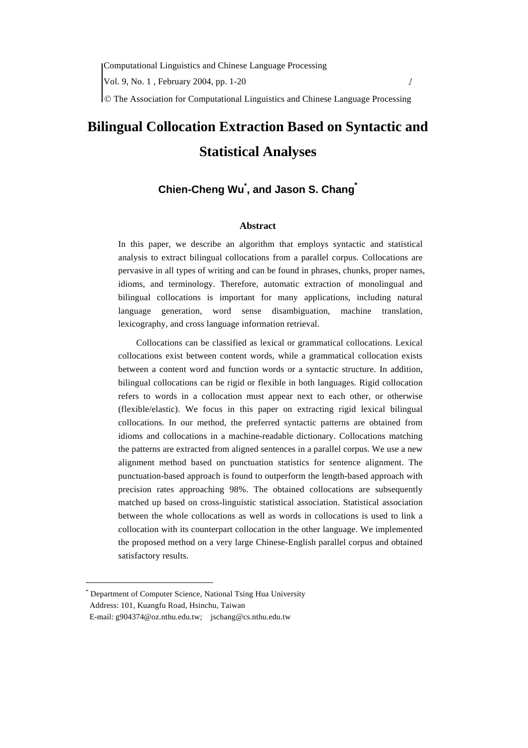# Bilingual Collocation Extraction Based on Syntactic and Statistical Analyses

**Chien-Cheng Wu[*], and Jason S. Chang[*]**

## Abstract

In this paper, we describe an algorithm that employs syntactic and statistical analysis to extract bilingual collocations from a parallel corpus. Collocations are pervasive in all types of writing and can be found in phrases, chunks, proper names, idioms, and terminology. Therefore, automatic extraction of monolingual and bilingual collocations is important for many applications, including natural language generation, word sense disambiguation, machine translation, lexicography, and cross language information retrieval.

Collocations can be classified as lexical or grammatical collocations. Lexical collocations exist between content words, while a grammatical collocation exists between a content word and function words or a syntactic structure. In addition, bilingual collocations can be rigid or flexible in both languages. Rigid collocation refers to words in a collocation must appear next to each other, or otherwise (flexible/elastic). We focus in this paper on extracting rigid lexical bilingual collocations. In our method, the preferred syntactic patterns are obtained from idioms and collocations in a machine-readable dictionary. Collocations matching the patterns are extracted from aligned sentences in a parallel corpus. We use a new alignment method based on punctuation statistics for sentence alignment. The punctuation-based approach is found to outperform the length-based approach with precision rates approaching 98%. The obtained collocations are subsequently matched up based on cross-linguistic statistical association. Statistical association between the whole collocations as well as words in collocations is used to link a collocation with its counterpart collocation in the other language. We implemented the proposed method on a very large Chinese-English parallel corpus and obtained satisfactory results.

---

[*] Department of Computer Science, National Tsing Hua University
Address: 101, Kuangfu Road, Hsinchu, Taiwan
E-mail: g904374@oz.nthu.edu.tw; jschang@cs.nthu.edu.tw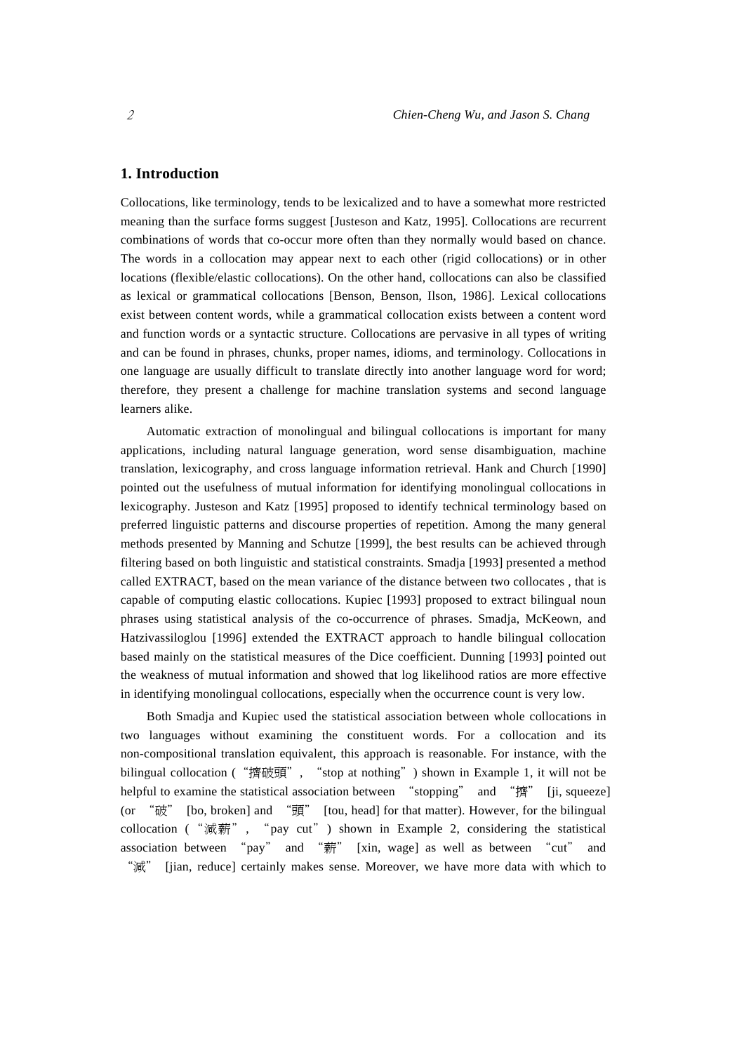## 1. Introduction

Collocations, like terminology, tends to be lexicalized and to have a somewhat more restricted meaning than the surface forms suggest [Justeson and Katz, 1995]. Collocations are recurrent combinations of words that co-occur more often than they normally would based on chance. The words in a collocation may appear next to each other (rigid collocations) or in other locations (flexible/elastic collocations). On the other hand, collocations can also be classified as lexical or grammatical collocations [Benson, Benson, Ilson, 1986]. Lexical collocations exist between content words, while a grammatical collocation exists between a content word and function words or a syntactic structure. Collocations are pervasive in all types of writing and can be found in phrases, chunks, proper names, idioms, and terminology. Collocations in one language are usually difficult to translate directly into another language word for word; therefore, they present a challenge for machine translation systems and second language learners alike.

Automatic extraction of monolingual and bilingual collocations is important for many applications, including natural language generation, word sense disambiguation, machine translation, lexicography, and cross language information retrieval. Hank and Church [1990] pointed out the usefulness of mutual information for identifying monolingual collocations in lexicography. Justeson and Katz [1995] proposed to identify technical terminology based on preferred linguistic patterns and discourse properties of repetition. Among the many general methods presented by Manning and Schutze [1999], the best results can be achieved through filtering based on both linguistic and statistical constraints. Smadja [1993] presented a method called EXTRACT, based on the mean variance of the distance between two collocates , that is capable of computing elastic collocations. Kupiec [1993] proposed to extract bilingual noun phrases using statistical analysis of the co-occurrence of phrases. Smadja, McKeown, and Hatzivassiloglou [1996] extended the EXTRACT approach to handle bilingual collocation based mainly on the statistical measures of the Dice coefficient. Dunning [1993] pointed out the weakness of mutual information and showed that log likelihood ratios are more effective in identifying monolingual collocations, especially when the occurrence count is very low.

Both Smadja and Kupiec used the statistical association between whole collocations in two languages without examining the constituent words. For a collocation and its non-compositional translation equivalent, this approach is reasonable. For instance, with the bilingual collocation (“擠破頭”, “stop at nothing”) shown in Example 1, it will not be helpful to examine the statistical association between “stopping” and “擠” [ji, squeeze] (or “破” [bo, broken] and “頭” [tou, head] for that matter). However, for the bilingual collocation (“減薪”, “pay cut”) shown in Example 2, considering the statistical association between “pay” and “薪” [xin, wage] as well as between “cut” and “減” [jian, reduce] certainly makes sense. Moreover, we have more data with which to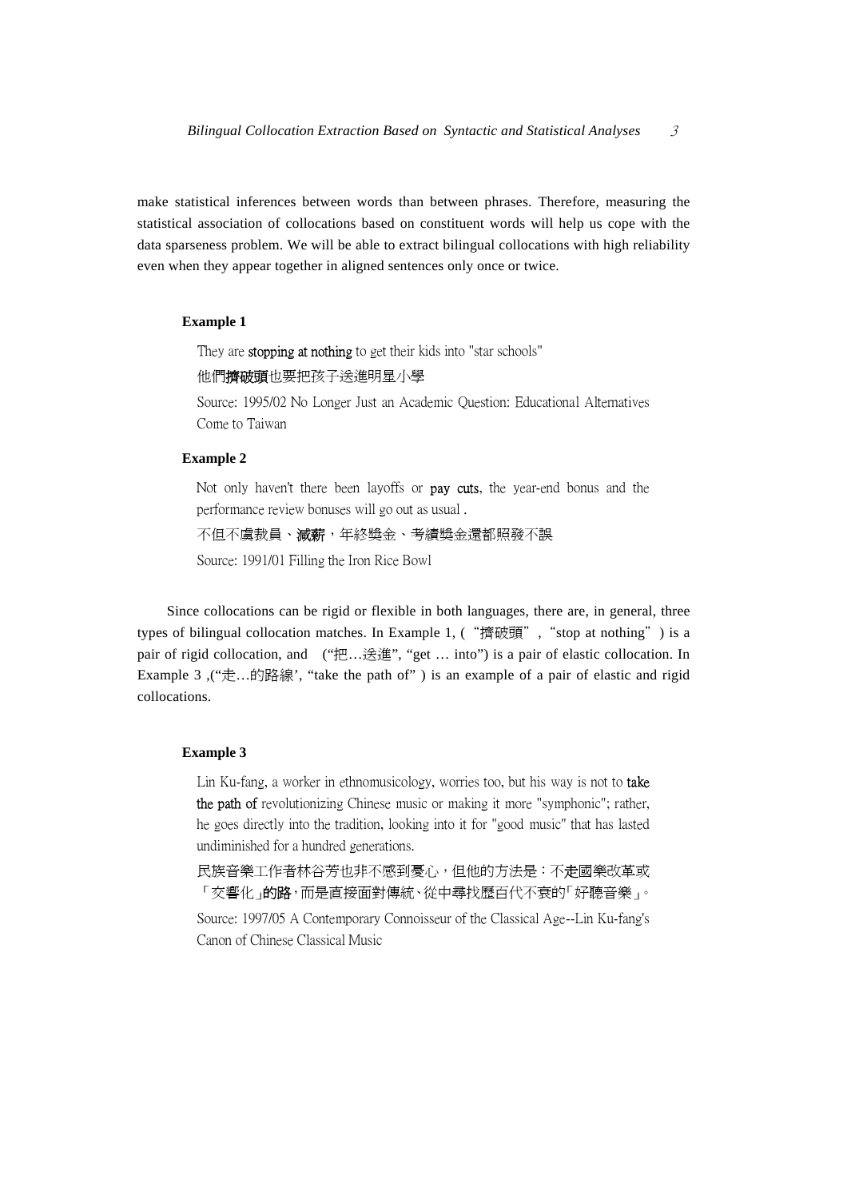make statistical inferences between words than between phrases. Therefore, measuring the statistical association of collocations based on constituent words will help us cope with the data sparseness problem. We will be able to extract bilingual collocations with high reliability even when they appear together in aligned sentences only once or twice.

**Example 1**

They are **stopping at nothing** to get their kids into "star schools"

他們**擠破頭**也要把孩子送進明星小學

Source: 1995/02 No Longer Just an Academic Question: Educational Alternatives Come to Taiwan

**Example 2**

Not only haven't there been layoffs or **pay cuts**, the year-end bonus and the performance review bonuses will go out as usual .

不但不虞裁員、**減薪**，年終獎金、考績獎金還都照發不誤

Source: 1991/01 Filling the Iron Rice Bowl

Since collocations can be rigid or flexible in both languages, there are, in general, three types of bilingual collocation matches. In Example 1, ( "擠破頭" , "stop at nothing" ) is a pair of rigid collocation, and ("把…送進", "get … into") is a pair of elastic collocation. In Example 3 ,("走…的路線', "take the path of" ) is an example of a pair of elastic and rigid collocations.

**Example 3**

Lin Ku-fang, a worker in ethnomusicology, worries too, but his way is not to **take the path of** revolutionizing Chinese music or making it more "symphonic"; rather, he goes directly into the tradition, looking into it for "good music" that has lasted undiminished for a hundred generations.

民族音樂工作者林谷芳也非不感到憂心，但他的方法是：不**走**國樂改革或「交響化」**的路**，而是直接面對傳統、從中尋找歷百代不衰的「好聽音樂」。

Source: 1997/05 A Contemporary Connoisseur of the Classical Age--Lin Ku-fang's Canon of Chinese Classical Music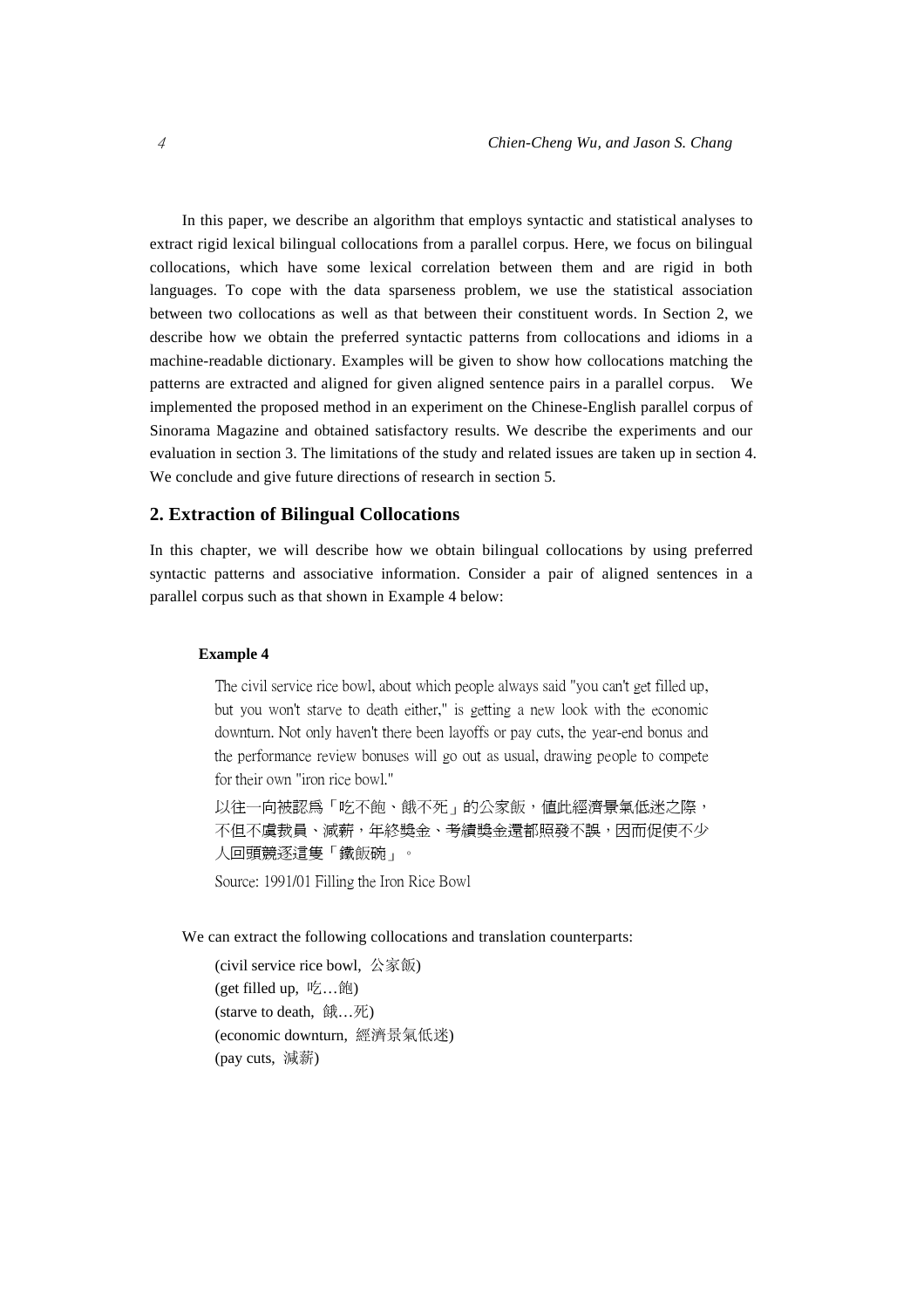In this paper, we describe an algorithm that employs syntactic and statistical analyses to extract rigid lexical bilingual collocations from a parallel corpus. Here, we focus on bilingual collocations, which have some lexical correlation between them and are rigid in both languages. To cope with the data sparseness problem, we use the statistical association between two collocations as well as that between their constituent words. In Section 2, we describe how we obtain the preferred syntactic patterns from collocations and idioms in a machine-readable dictionary. Examples will be given to show how collocations matching the patterns are extracted and aligned for given aligned sentence pairs in a parallel corpus. We implemented the proposed method in an experiment on the Chinese-English parallel corpus of Sinorama Magazine and obtained satisfactory results. We describe the experiments and our evaluation in section 3. The limitations of the study and related issues are taken up in section 4. We conclude and give future directions of research in section 5.

## 2. Extraction of Bilingual Collocations

In this chapter, we will describe how we obtain bilingual collocations by using preferred syntactic patterns and associative information. Consider a pair of aligned sentences in a parallel corpus such as that shown in Example 4 below:

**Example 4**

The civil service rice bowl, about which people always said "you can't get filled up, but you won't starve to death either," is getting a new look with the economic downturn. Not only haven't there been layoffs or pay cuts, the year-end bonus and the performance review bonuses will go out as usual, drawing people to compete for their own "iron rice bowl."

以往一向被認爲「吃不飽、餓不死」的公家飯，值此經濟景氣低迷之際，不但不虞裁員、減薪，年終獎金、考績獎金還都照發不誤，因而促使不少人回頭競逐這隻「鐵飯碗」。

Source: 1991/01 Filling the Iron Rice Bowl

We can extract the following collocations and translation counterparts:

(civil service rice bowl, 公家飯)
(get filled up, 吃…飽)
(starve to death, 餓…死)
(economic downturn, 經濟景氣低迷)
(pay cuts, 減薪)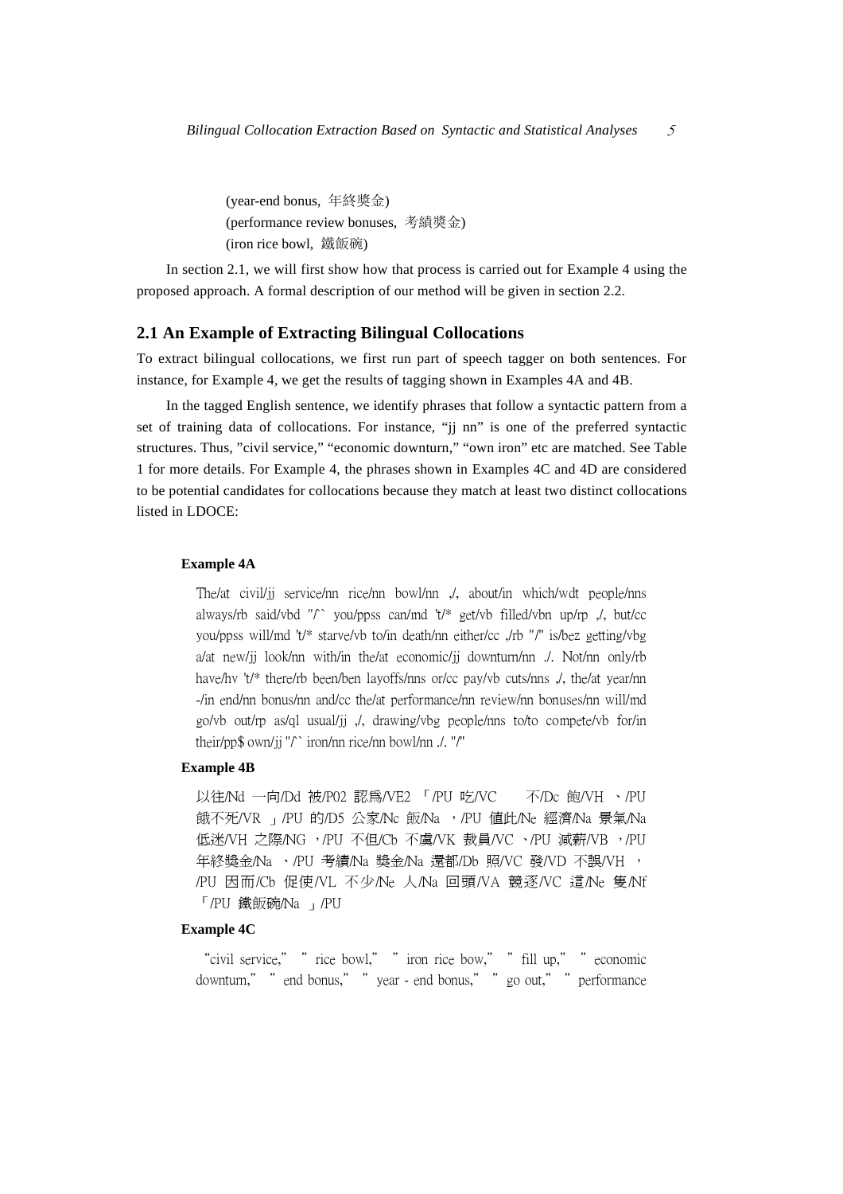(year-end bonus, 年終獎金)
(performance review bonuses, 考績獎金)
(iron rice bowl, 鐵飯碗)

In section 2.1, we will first show how that process is carried out for Example 4 using the proposed approach. A formal description of our method will be given in section 2.2.

## 2.1 An Example of Extracting Bilingual Collocations

To extract bilingual collocations, we first run part of speech tagger on both sentences. For instance, for Example 4, we get the results of tagging shown in Examples 4A and 4B.

In the tagged English sentence, we identify phrases that follow a syntactic pattern from a set of training data of collocations. For instance, "jj nn" is one of the preferred syntactic structures. Thus, "civil service," "economic downturn," "own iron" etc are matched. See Table 1 for more details. For Example 4, the phrases shown in Examples 4C and 4D are considered to be potential candidates for collocations because they match at least two distinct collocations listed in LDOCE:

**Example 4A**

The/at civil/jj service/nn rice/nn bowl/nn ,/, about/in which/wdt people/nns always/rb said/vbd "/`` you/ppss can/md 't/* get/vb filled/vbn up/rp ,/, but/cc you/ppss will/md 't/* starve/vb to/in death/nn either/cc ,/rb "/" is/bez getting/vbg a/at new/jj look/nn with/in the/at economic/jj downturn/nn ./. Not/nn only/rb have/hv 't/* there/rb been/ben layoffs/nns or/cc pay/vb cuts/nns ,/, the/at year/nn -/in end/nn bonus/nn and/cc the/at performance/nn review/nn bonuses/nn will/md go/vb out/rp as/ql usual/jj ,/, drawing/vbg people/nns to/to compete/vb for/in their/pp$ own/jj "/`` iron/nn rice/nn bowl/nn ./. "/"

**Example 4B**

以往/Nd 一向/Dd 被/P02 認爲/VE2 「/PU 吃/VC 不/Dc 飽/VH 、/PU 餓不死/VR 」/PU 的/D5 公家/Nc 飯/Na ，/PU 值此/Ne 經濟/Na 景氣/Na 低迷/VH 之際/NG ，/PU 不但/Cb 不虞/VK 裁員/VC 、/PU 減薪/VB ，/PU 年終獎金/Na 、/PU 考績/Na 獎金/Na 還都/Db 照/VC 發/VD 不誤/VH ，/PU 因而/Cb 促使/VL 不少/Ne 人/Na 回頭/VA 競逐/VC 這/Ne 隻/Nf 「/PU 鐵飯碗/Na 」/PU

**Example 4C**

"civil service," "rice bowl," "iron rice bow," "fill up," "economic downturn," "end bonus," "year - end bonus," "go out," "performance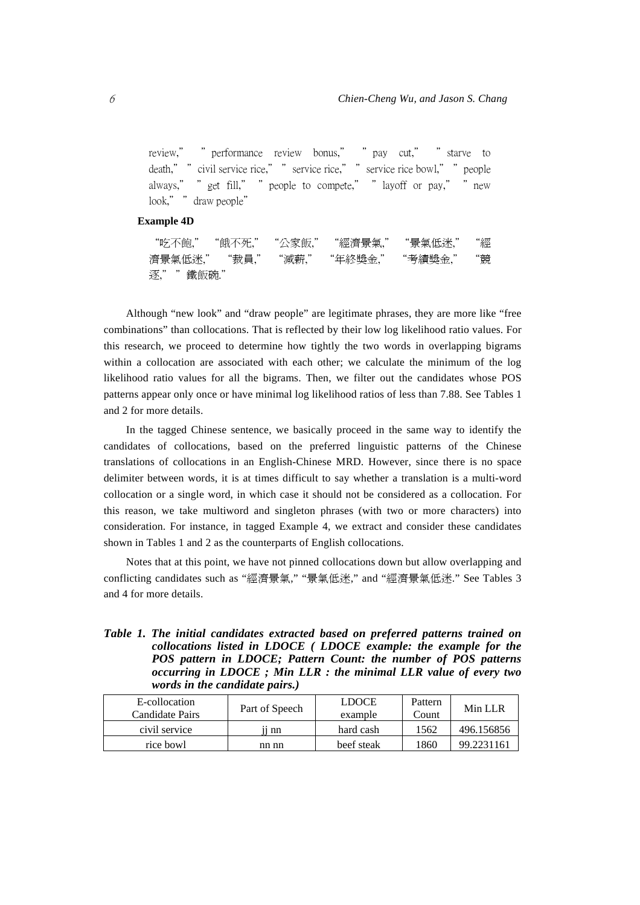review," " performance review bonus," " pay cut," " starve to death," " civil service rice," " service rice," " service rice bowl," " people always," " get fill," " people to compete," " layoff or pay," " new look," " draw people"

**Example 4D**

"吃不飽," "餓不死," "公家飯," "經濟景氣," "景氣低迷," "經濟景氣低迷," "裁員," "減薪," "年終獎金," "考績獎金," "競逐," " 鐵飯碗."

Although "new look" and "draw people" are legitimate phrases, they are more like "free combinations" than collocations. That is reflected by their low log likelihood ratio values. For this research, we proceed to determine how tightly the two words in overlapping bigrams within a collocation are associated with each other; we calculate the minimum of the log likelihood ratio values for all the bigrams. Then, we filter out the candidates whose POS patterns appear only once or have minimal log likelihood ratios of less than 7.88. See Tables 1 and 2 for more details.

In the tagged Chinese sentence, we basically proceed in the same way to identify the candidates of collocations, based on the preferred linguistic patterns of the Chinese translations of collocations in an English-Chinese MRD. However, since there is no space delimiter between words, it is at times difficult to say whether a translation is a multi-word collocation or a single word, in which case it should not be considered as a collocation. For this reason, we take multiword and singleton phrases (with two or more characters) into consideration. For instance, in tagged Example 4, we extract and consider these candidates shown in Tables 1 and 2 as the counterparts of English collocations.

Notes that at this point, we have not pinned collocations down but allow overlapping and conflicting candidates such as "經濟景氣," "景氣低迷," and "經濟景氣低迷." See Tables 3 and 4 for more details.

***Table 1. The initial candidates extracted based on preferred patterns trained on collocations listed in LDOCE ( LDOCE example: the example for the POS pattern in LDOCE; Pattern Count: the number of POS patterns occurring in LDOCE ; Min LLR : the minimal LLR value of every two words in the candidate pairs.)***

| E-collocation Candidate Pairs | Part of Speech | LDOCE example | Pattern Count | Min LLR |
|---|---|---|---|---|
| civil service | jj nn | hard cash | 1562 | 496.156856 |
| rice bowl | nn nn | beef steak | 1860 | 99.2231161 |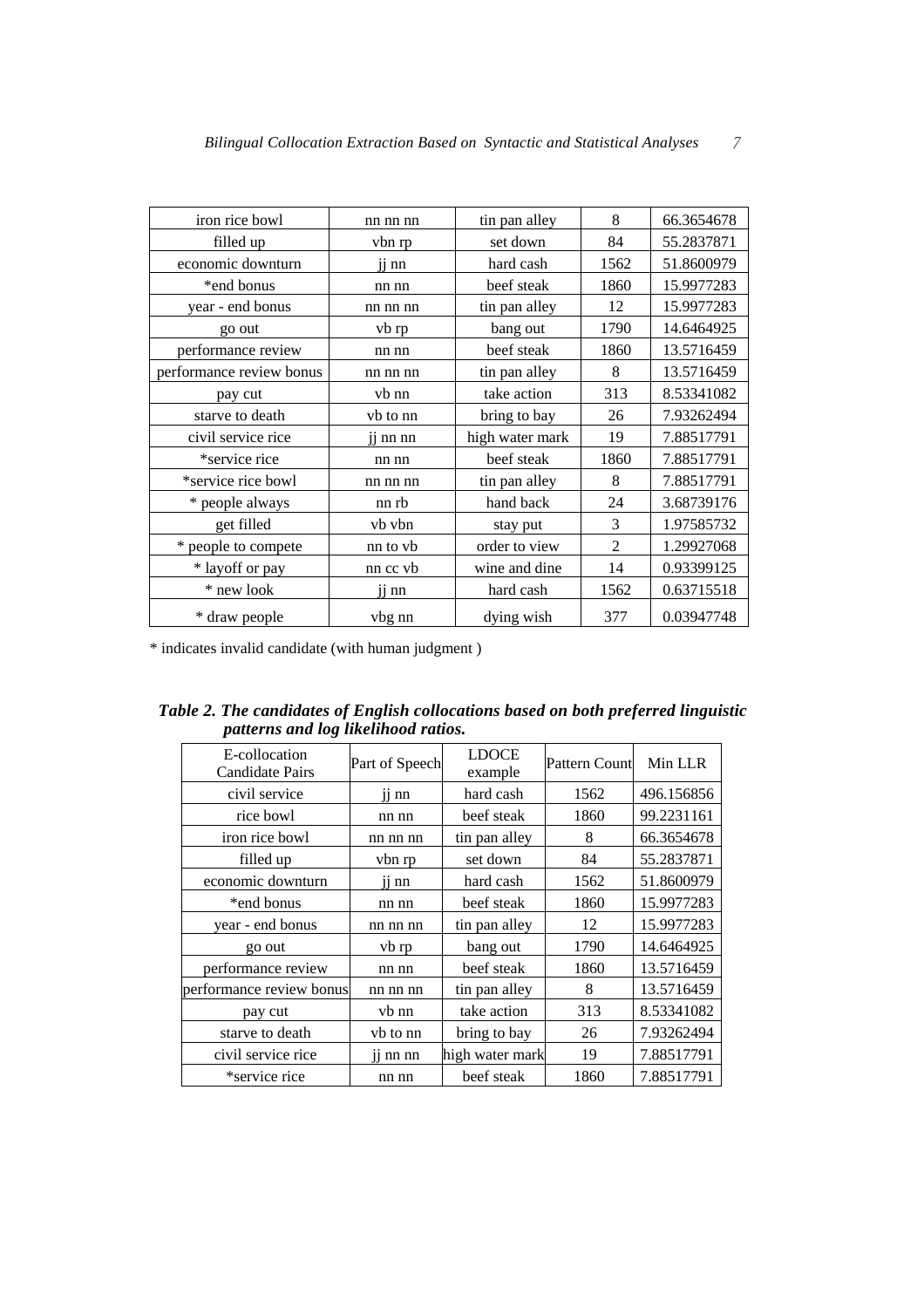| | | | | |
|---|---|---|---|---|
| iron rice bowl | nn nn nn | tin pan alley | 8 | 66.3654678 |
| filled up | vbn rp | set down | 84 | 55.2837871 |
| economic downturn | jj nn | hard cash | 1562 | 51.8600979 |
| *end bonus | nn nn | beef steak | 1860 | 15.9977283 |
| year - end bonus | nn nn nn | tin pan alley | 12 | 15.9977283 |
| go out | vb rp | bang out | 1790 | 14.6464925 |
| performance review | nn nn | beef steak | 1860 | 13.5716459 |
| performance review bonus | nn nn nn | tin pan alley | 8 | 13.5716459 |
| pay cut | vb nn | take action | 313 | 8.53341082 |
| starve to death | vb to nn | bring to bay | 26 | 7.93262494 |
| civil service rice | jj nn nn | high water mark | 19 | 7.88517791 |
| *service rice | nn nn | beef steak | 1860 | 7.88517791 |
| *service rice bowl | nn nn nn | tin pan alley | 8 | 7.88517791 |
| * people always | nn rb | hand back | 24 | 3.68739176 |
| get filled | vb vbn | stay put | 3 | 1.97585732 |
| * people to compete | nn to vb | order to view | 2 | 1.29927068 |
| * layoff or pay | nn cc vb | wine and dine | 14 | 0.93399125 |
| * new look | jj nn | hard cash | 1562 | 0.63715518 |
| * draw people | vbg nn | dying wish | 377 | 0.03947748 |

* indicates invalid candidate (with human judgment )

***Table 2. The candidates of English collocations based on both preferred linguistic patterns and log likelihood ratios.***

| E-collocation Candidate Pairs | Part of Speech | LDOCE example | Pattern Count | Min LLR |
|---|---|---|---|---|
| civil service | jj nn | hard cash | 1562 | 496.156856 |
| rice bowl | nn nn | beef steak | 1860 | 99.2231161 |
| iron rice bowl | nn nn nn | tin pan alley | 8 | 66.3654678 |
| filled up | vbn rp | set down | 84 | 55.2837871 |
| economic downturn | jj nn | hard cash | 1562 | 51.8600979 |
| *end bonus | nn nn | beef steak | 1860 | 15.9977283 |
| year - end bonus | nn nn nn | tin pan alley | 12 | 15.9977283 |
| go out | vb rp | bang out | 1790 | 14.6464925 |
| performance review | nn nn | beef steak | 1860 | 13.5716459 |
| performance review bonus | nn nn nn | tin pan alley | 8 | 13.5716459 |
| pay cut | vb nn | take action | 313 | 8.53341082 |
| starve to death | vb to nn | bring to bay | 26 | 7.93262494 |
| civil service rice | jj nn nn | high water mark | 19 | 7.88517791 |
| *service rice | nn nn | beef steak | 1860 | 7.88517791 |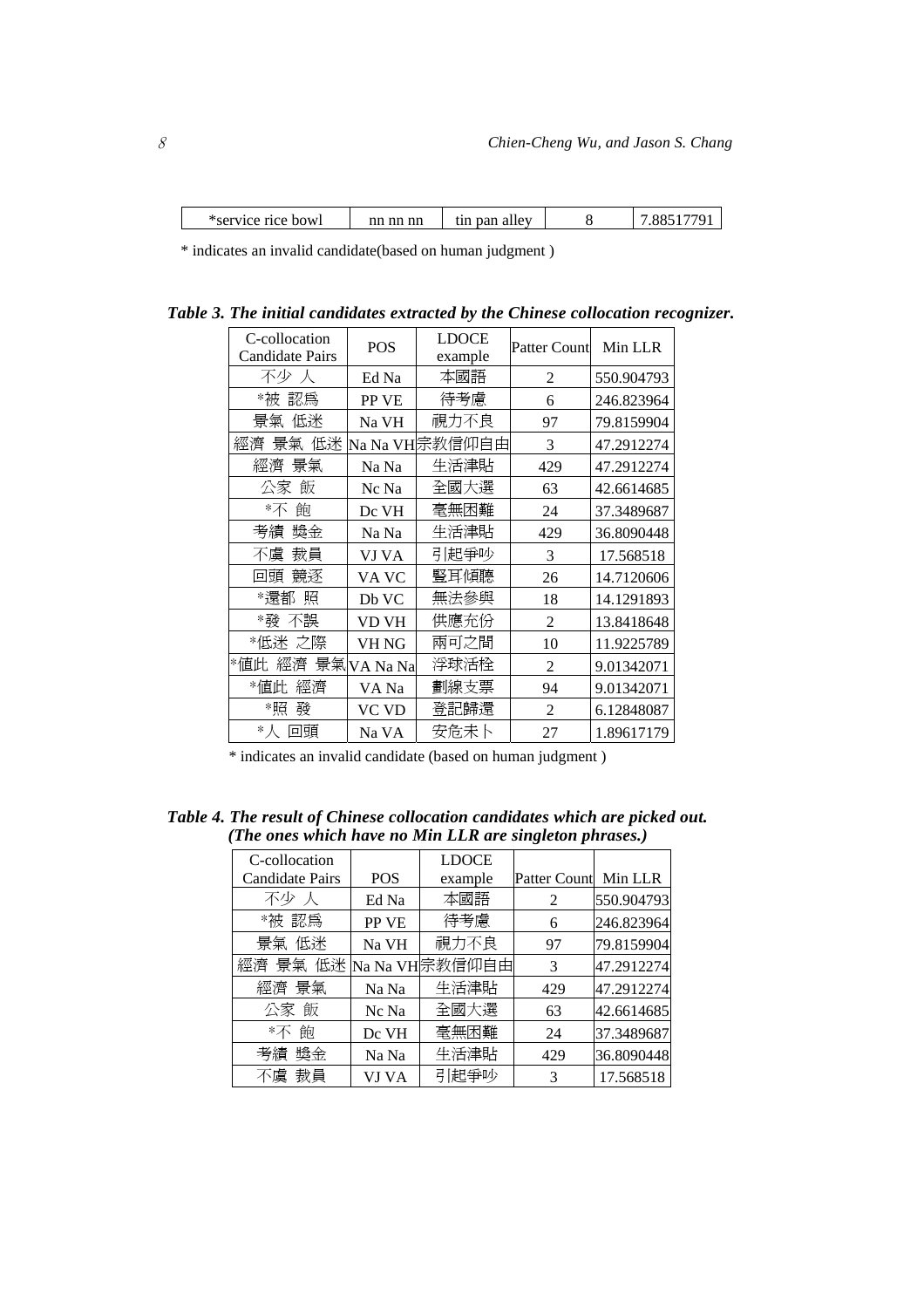| *service rice bowl | nn nn nn | tin pan alley | 8 | 7.88517791 |
|---|---|---|---|---|

\* indicates an invalid candidate(based on human judgment )

***Table 3. The initial candidates extracted by the Chinese collocation recognizer.***

| C-collocation Candidate Pairs | POS | LDOCE example | Patter Count | Min LLR |
|---|---|---|---|---|
| 不少 人 | Ed Na | 本國語 | 2 | 550.904793 |
| *被 認爲 | PP VE | 待考慮 | 6 | 246.823964 |
| 景氣 低迷 | Na VH | 視力不良 | 97 | 79.8159904 |
| 經濟 景氣 低迷 | Na Na VH | 宗教信仰自由 | 3 | 47.2912274 |
| 經濟 景氣 | Na Na | 生活津貼 | 429 | 47.2912274 |
| 公家 飯 | Nc Na | 全國大選 | 63 | 42.6614685 |
| *不 飽 | Dc VH | 毫無困難 | 24 | 37.3489687 |
| 考績 獎金 | Na Na | 生活津貼 | 429 | 36.8090448 |
| 不虞 裁員 | VJ VA | 引起爭吵 | 3 | 17.568518 |
| 回頭 競逐 | VA VC | 豎耳傾聽 | 26 | 14.7120606 |
| *還都 照 | Db VC | 無法參與 | 18 | 14.1291893 |
| *發 不誤 | VD VH | 供應充份 | 2 | 13.8418648 |
| *低迷 之際 | VH NG | 兩可之間 | 10 | 11.9225789 |
| *値此 經濟 景氣 | VA Na Na | 浮球活栓 | 2 | 9.01342071 |
| *値此 經濟 | VA Na | 劃線支票 | 94 | 9.01342071 |
| *照 發 | VC VD | 登記歸還 | 2 | 6.12848087 |
| *人 回頭 | Na VA | 安危未卜 | 27 | 1.89617179 |

\* indicates an invalid candidate (based on human judgment )

***Table 4. The result of Chinese collocation candidates which are picked out. (The ones which have no Min LLR are singleton phrases.)***

| C-collocation Candidate Pairs | POS | LDOCE example | Patter Count | Min LLR |
|---|---|---|---|---|
| 不少 人 | Ed Na | 本國語 | 2 | 550.904793 |
| *被 認爲 | PP VE | 待考慮 | 6 | 246.823964 |
| 景氣 低迷 | Na VH | 視力不良 | 97 | 79.8159904 |
| 經濟 景氣 低迷 | Na Na VH | 宗教信仰自由 | 3 | 47.2912274 |
| 經濟 景氣 | Na Na | 生活津貼 | 429 | 47.2912274 |
| 公家 飯 | Nc Na | 全國大選 | 63 | 42.6614685 |
| *不 飽 | Dc VH | 毫無困難 | 24 | 37.3489687 |
| 考績 獎金 | Na Na | 生活津貼 | 429 | 36.8090448 |
| 不虞 裁員 | VJ VA | 引起爭吵 | 3 | 17.568518 |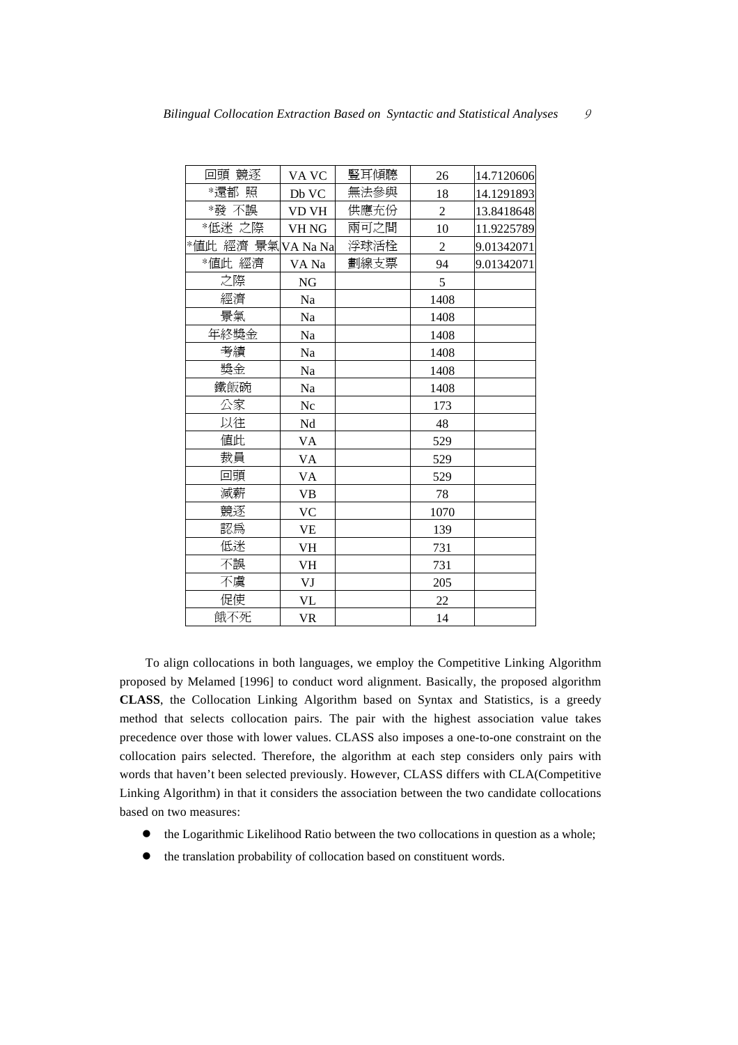| 回頭 競逐 | VA VC | 豎耳傾聽 | 26 | 14.7120606 |
|---|---|---|---|---|
| *還都 照 | Db VC | 無法參與 | 18 | 14.1291893 |
| *發 不誤 | VD VH | 供應充份 | 2 | 13.8418648 |
| *低迷 之際 | VH NG | 兩可之間 | 10 | 11.9225789 |
| *值此 經濟 景氣 | VA Na Na | 浮球活栓 | 2 | 9.01342071 |
| *值此 經濟 | VA Na | 劃線支票 | 94 | 9.01342071 |
| 之際 | NG | | 5 | |
| 經濟 | Na | | 1408 | |
| 景氣 | Na | | 1408 | |
| 年終獎金 | Na | | 1408 | |
| 考績 | Na | | 1408 | |
| 獎金 | Na | | 1408 | |
| 鐵飯碗 | Na | | 1408 | |
| 公家 | Nc | | 173 | |
| 以往 | Nd | | 48 | |
| 值此 | VA | | 529 | |
| 裁員 | VA | | 529 | |
| 回頭 | VA | | 529 | |
| 減薪 | VB | | 78 | |
| 競逐 | VC | | 1070 | |
| 認爲 | VE | | 139 | |
| 低迷 | VH | | 731 | |
| 不誤 | VH | | 731 | |
| 不虞 | VJ | | 205 | |
| 促使 | VL | | 22 | |
| 餓不死 | VR | | 14 | |

To align collocations in both languages, we employ the Competitive Linking Algorithm proposed by Melamed [1996] to conduct word alignment. Basically, the proposed algorithm **CLASS**, the Collocation Linking Algorithm based on Syntax and Statistics, is a greedy method that selects collocation pairs. The pair with the highest association value takes precedence over those with lower values. CLASS also imposes a one-to-one constraint on the collocation pairs selected. Therefore, the algorithm at each step considers only pairs with words that haven't been selected previously. However, CLASS differs with CLA(Competitive Linking Algorithm) in that it considers the association between the two candidate collocations based on two measures:

- the Logarithmic Likelihood Ratio between the two collocations in question as a whole;
- the translation probability of collocation based on constituent words.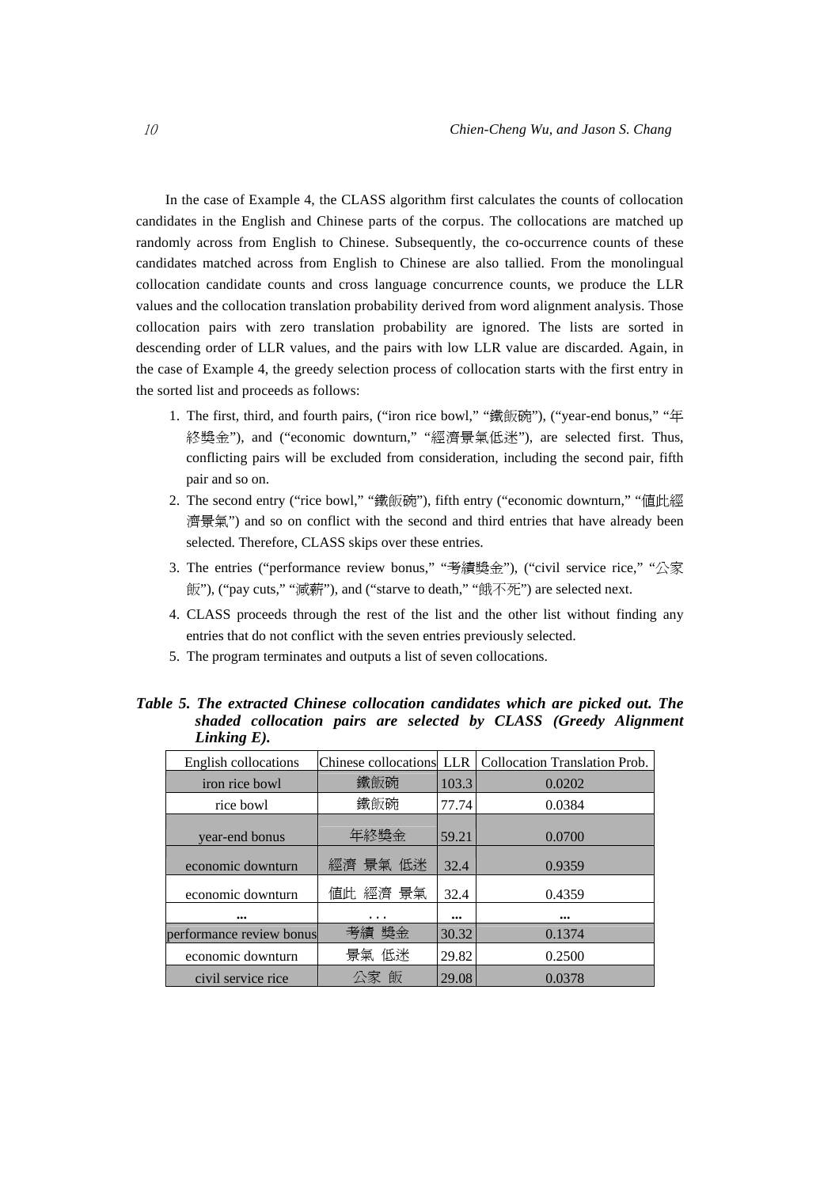In the case of Example 4, the CLASS algorithm first calculates the counts of collocation candidates in the English and Chinese parts of the corpus. The collocations are matched up randomly across from English to Chinese. Subsequently, the co-occurrence counts of these candidates matched across from English to Chinese are also tallied. From the monolingual collocation candidate counts and cross language concurrence counts, we produce the LLR values and the collocation translation probability derived from word alignment analysis. Those collocation pairs with zero translation probability are ignored. The lists are sorted in descending order of LLR values, and the pairs with low LLR value are discarded. Again, in the case of Example 4, the greedy selection process of collocation starts with the first entry in the sorted list and proceeds as follows:

1. The first, third, and fourth pairs, ("iron rice bowl," "鐵飯碗"), ("year-end bonus," "年終獎金"), and ("economic downturn," "經濟景氣低迷"), are selected first. Thus, conflicting pairs will be excluded from consideration, including the second pair, fifth pair and so on.
2. The second entry ("rice bowl," "鐵飯碗"), fifth entry ("economic downturn," "值此經濟景氣") and so on conflict with the second and third entries that have already been selected. Therefore, CLASS skips over these entries.
3. The entries ("performance review bonus," "考績獎金"), ("civil service rice," "公家飯"), ("pay cuts," "減薪"), and ("starve to death," "餓不死") are selected next.
4. CLASS proceeds through the rest of the list and the other list without finding any entries that do not conflict with the seven entries previously selected.
5. The program terminates and outputs a list of seven collocations.

***Table 5. The extracted Chinese collocation candidates which are picked out. The shaded collocation pairs are selected by CLASS (Greedy Alignment Linking E).***

| English collocations | Chinese collocations | LLR | Collocation Translation Prob. |
|---|---|---|---|
| iron rice bowl | 鐵飯碗 | 103.3 | 0.0202 |
| rice bowl | 鐵飯碗 | 77.74 | 0.0384 |
| year-end bonus | 年終獎金 | 59.21 | 0.0700 |
| economic downturn | 經濟 景氣 低迷 | 32.4 | 0.9359 |
| economic downturn | 值此 經濟 景氣 | 32.4 | 0.4359 |
| ... | . . . | ... | ... |
| performance review bonus | 考績 獎金 | 30.32 | 0.1374 |
| economic downturn | 景氣 低迷 | 29.82 | 0.2500 |
| civil service rice | 公家 飯 | 29.08 | 0.0378 |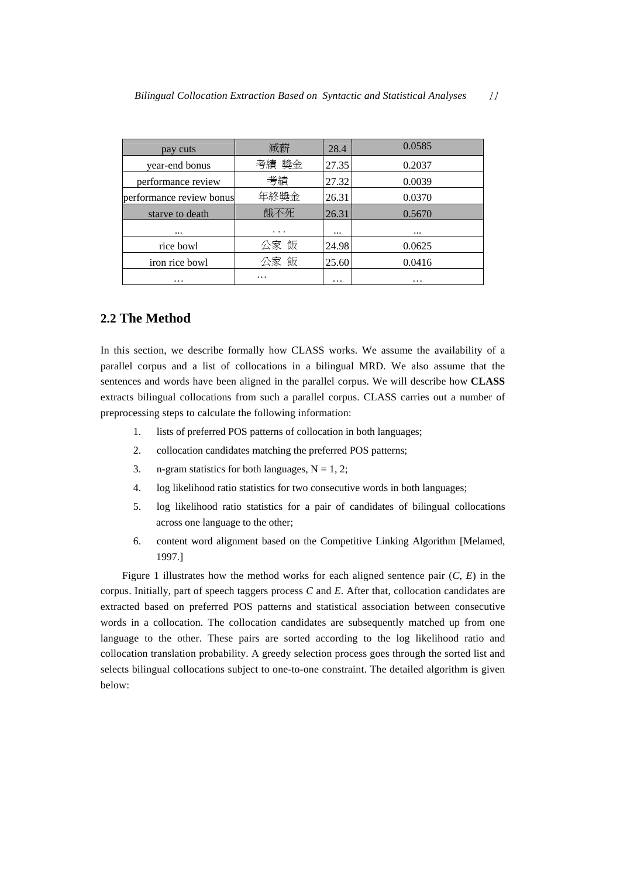| pay cuts | 減薪 | 28.4 | 0.0585 |
|---|---|---|---|
| year-end bonus | 考績 獎金 | 27.35 | 0.2037 |
| performance review | 考績 | 27.32 | 0.0039 |
| performance review bonus | 年終獎金 | 26.31 | 0.0370 |
| starve to death | 餓不死 | 26.31 | 0.5670 |
| ... | . . . | ... | ... |
| rice bowl | 公家 飯 | 24.98 | 0.0625 |
| iron rice bowl | 公家 飯 | 25.60 | 0.0416 |
| … | … | … | … |

## 2.2 The Method

In this section, we describe formally how CLASS works. We assume the availability of a parallel corpus and a list of collocations in a bilingual MRD. We also assume that the sentences and words have been aligned in the parallel corpus. We will describe how **CLASS** extracts bilingual collocations from such a parallel corpus. CLASS carries out a number of preprocessing steps to calculate the following information:

1. lists of preferred POS patterns of collocation in both languages;
2. collocation candidates matching the preferred POS patterns;
3. n-gram statistics for both languages, $N = 1, 2$;
4. log likelihood ratio statistics for two consecutive words in both languages;
5. log likelihood ratio statistics for a pair of candidates of bilingual collocations across one language to the other;
6. content word alignment based on the Competitive Linking Algorithm [Melamed, 1997.]

Figure 1 illustrates how the method works for each aligned sentence pair ($C$, $E$) in the corpus. Initially, part of speech taggers process $C$ and $E$. After that, collocation candidates are extracted based on preferred POS patterns and statistical association between consecutive words in a collocation. The collocation candidates are subsequently matched up from one language to the other. These pairs are sorted according to the log likelihood ratio and collocation translation probability. A greedy selection process goes through the sorted list and selects bilingual collocations subject to one-to-one constraint. The detailed algorithm is given below: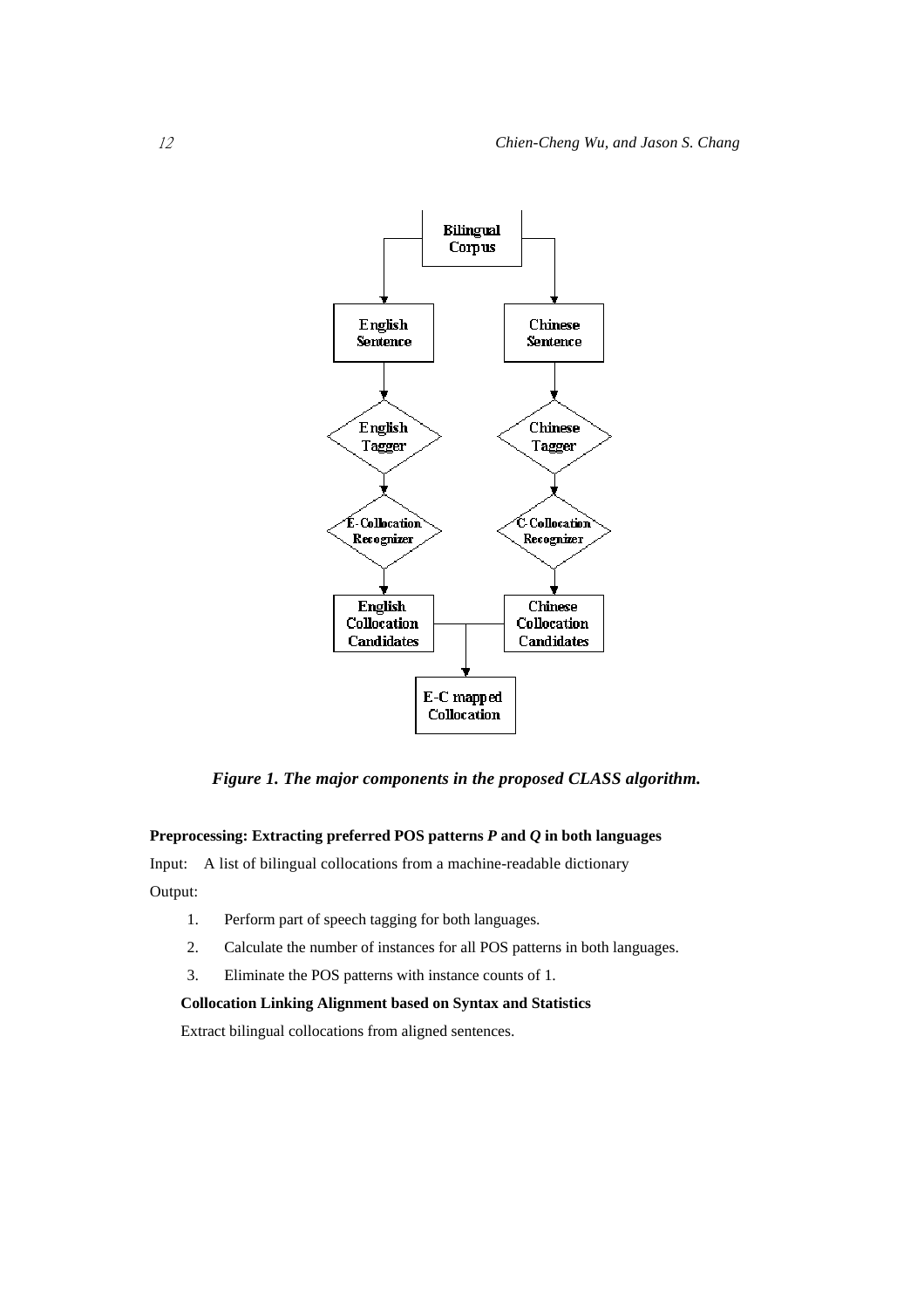*Figure 1. The major components in the proposed CLASS algorithm.*

**Preprocessing: Extracting preferred POS patterns *P* and *Q* in both languages**

Input: A list of bilingual collocations from a machine-readable dictionary

Output:

1. Perform part of speech tagging for both languages.
2. Calculate the number of instances for all POS patterns in both languages.
3. Eliminate the POS patterns with instance counts of 1.

**Collocation Linking Alignment based on Syntax and Statistics**

Extract bilingual collocations from aligned sentences.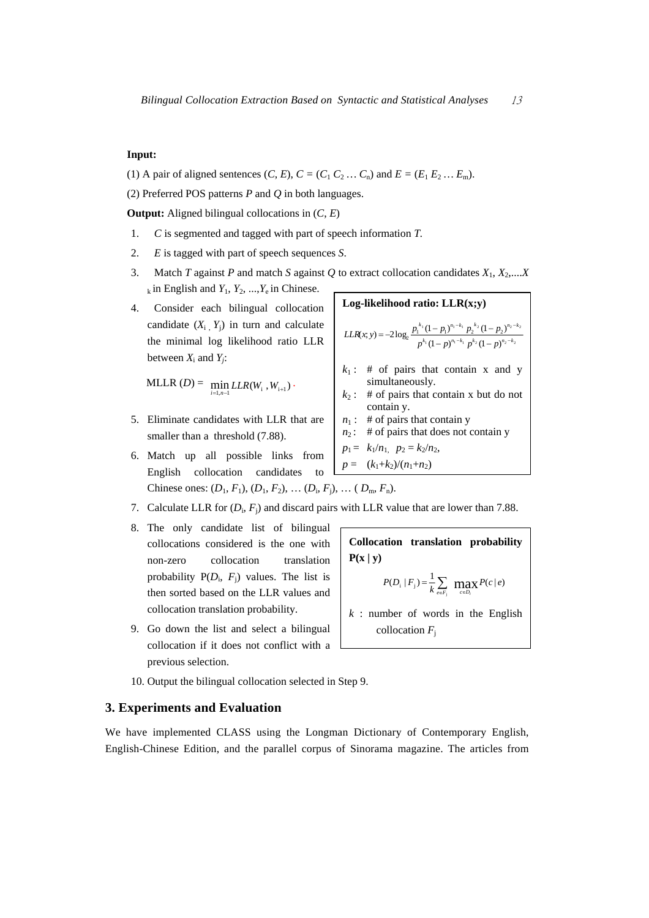**Input:**

(1) A pair of aligned sentences $(C, E)$, $C = (C_1\ C_2 \ldots C_n)$ and $E = (E_1\ E_2 \ldots E_m)$.

(2) Preferred POS patterns $P$ and $Q$ in both languages.

**Output:** Aligned bilingual collocations in $(C, E)$

1. $C$ is segmented and tagged with part of speech information $T$.
2. $E$ is tagged with part of speech sequences $S$.
3. Match $T$ against $P$ and match $S$ against $Q$ to extract collocation candidates $X_1, X_2, \ldots X_k$ in English and $Y_1, Y_2, \ldots, Y_e$ in Chinese.
4. Consider each bilingual collocation candidate $(X_i, Y_j)$ in turn and calculate the minimal log likelihood ratio LLR between $X_i$ and $Y_j$:

   $$\text{MLLR}(D) = \min_{i=1,n-1} LLR(W_i, W_{i+1})$$

5. Eliminate candidates with LLR that are smaller than a threshold (7.88).
6. Match up all possible links from English collocation candidates to Chinese ones: $(D_1, F_1), (D_1, F_2), \ldots (D_i, F_j), \ldots (D_m, F_n)$.
7. Calculate LLR for $(D_i, F_j)$ and discard pairs with LLR value that are lower than 7.88.
8. The only candidate list of bilingual collocations considered is the one with non-zero collocation translation probability $P(D_i, F_j)$ values. The list is then sorted based on the LLR values and collocation translation probability.
9. Go down the list and select a bilingual collocation if it does not conflict with a previous selection.
10. Output the bilingual collocation selected in Step 9.

**Log-likelihood ratio: LLR(x;y)**

$$LLR(x;y) = -2\log_2 \frac{p_1^{k_1}(1-p_1)^{n_1-k_1}\ p_2^{k_2}(1-p_2)^{n_2-k_2}}{p^{k_1}(1-p)^{n_1-k_1}\ p^{k_2}(1-p)^{n_2-k_2}}$$

$k_1$ : # of pairs that contain x and y simultaneously.
$k_2$ : # of pairs that contain x but do not contain y.
$n_1$ : # of pairs that contain y
$n_2$ : # of pairs that does not contain y
$p_1 = k_1/n_1$, $p_2 = k_2/n_2$,
$p = (k_1+k_2)/(n_1+n_2)$

**Collocation translation probability P(x | y)**

$$P(D_i \mid F_j) = \frac{1}{k}\sum_{e \in F_j} \max_{c \in D_i} P(c \mid e)$$

$k$ : number of words in the English collocation $F_j$

## 3. Experiments and Evaluation

We have implemented CLASS using the Longman Dictionary of Contemporary English, English-Chinese Edition, and the parallel corpus of Sinorama magazine. The articles from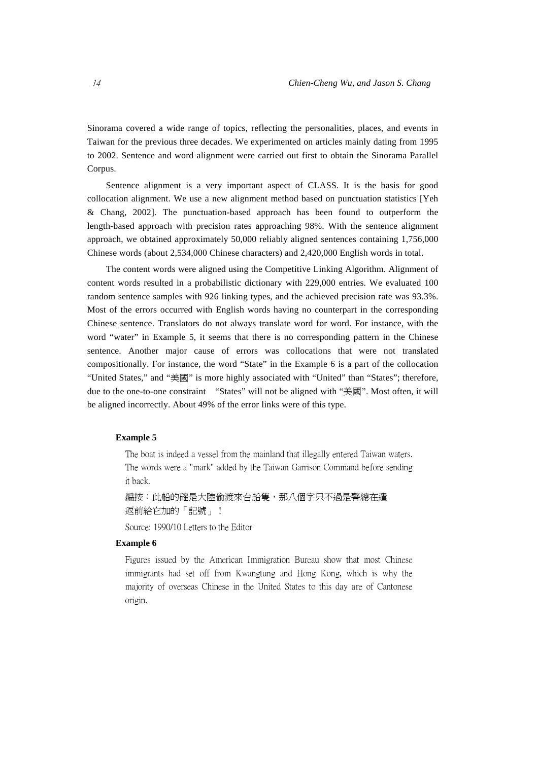Sinorama covered a wide range of topics, reflecting the personalities, places, and events in Taiwan for the previous three decades. We experimented on articles mainly dating from 1995 to 2002. Sentence and word alignment were carried out first to obtain the Sinorama Parallel Corpus.

Sentence alignment is a very important aspect of CLASS. It is the basis for good collocation alignment. We use a new alignment method based on punctuation statistics [Yeh & Chang, 2002]. The punctuation-based approach has been found to outperform the length-based approach with precision rates approaching 98%. With the sentence alignment approach, we obtained approximately 50,000 reliably aligned sentences containing 1,756,000 Chinese words (about 2,534,000 Chinese characters) and 2,420,000 English words in total.

The content words were aligned using the Competitive Linking Algorithm. Alignment of content words resulted in a probabilistic dictionary with 229,000 entries. We evaluated 100 random sentence samples with 926 linking types, and the achieved precision rate was 93.3%. Most of the errors occurred with English words having no counterpart in the corresponding Chinese sentence. Translators do not always translate word for word. For instance, with the word "water" in Example 5, it seems that there is no corresponding pattern in the Chinese sentence. Another major cause of errors was collocations that were not translated compositionally. For instance, the word "State" in the Example 6 is a part of the collocation "United States," and "美國" is more highly associated with "United" than "States"; therefore, due to the one-to-one constraint "States" will not be aligned with "美國". Most often, it will be aligned incorrectly. About 49% of the error links were of this type.

**Example 5**

The boat is indeed a vessel from the mainland that illegally entered Taiwan waters. The words were a "mark" added by the Taiwan Garrison Command before sending it back.

編按：此船的確是大陸偷渡來台船隻，那八個字只不過是警總在遣返前給它加的「記號」！

Source: 1990/10 Letters to the Editor

**Example 6**

Figures issued by the American Immigration Bureau show that most Chinese immigrants had set off from Kwangtung and Hong Kong, which is why the majority of overseas Chinese in the United States to this day are of Cantonese origin.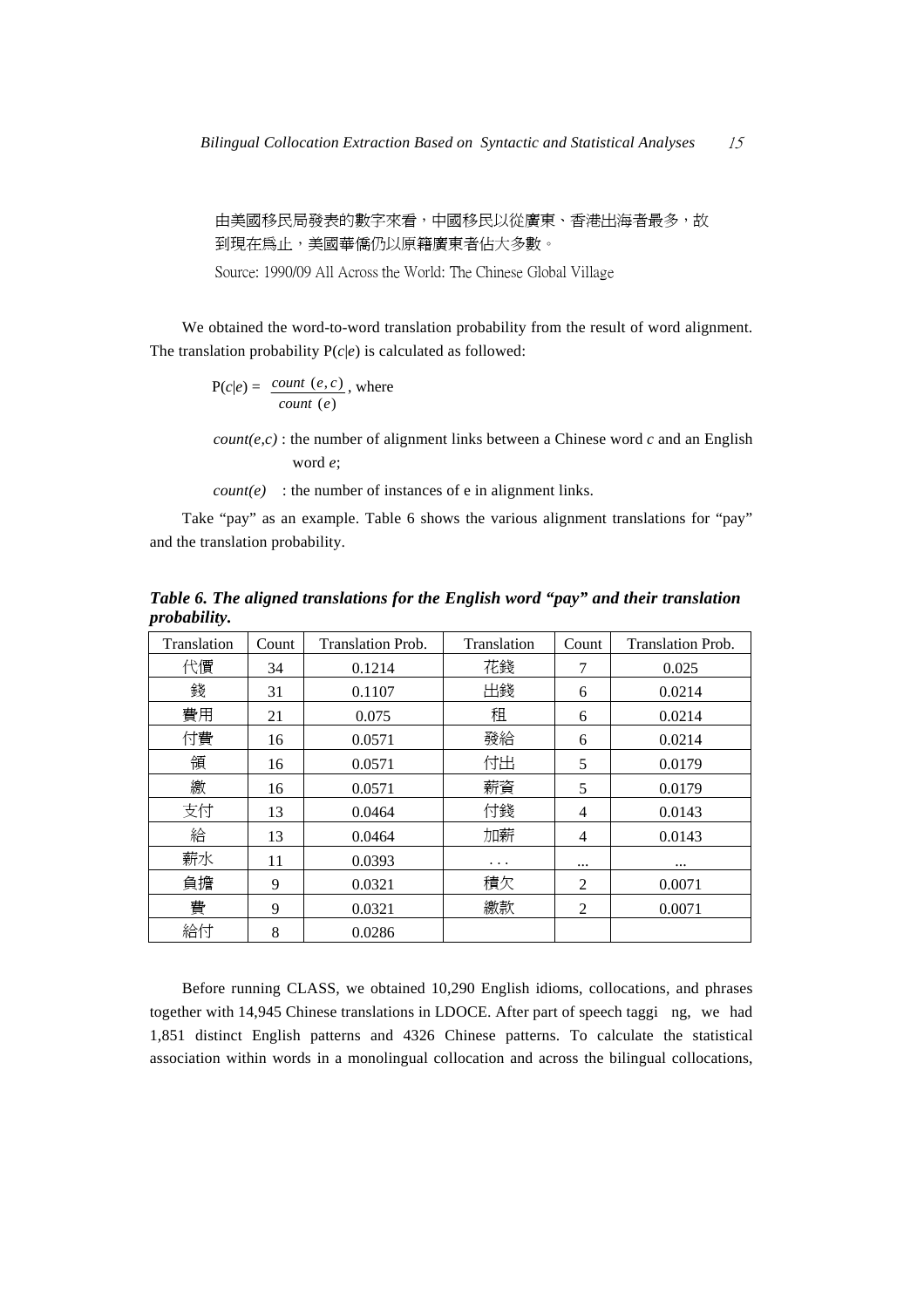由美國移民局發表的數字來看，中國移民以從廣東、香港出海者最多，故到現在爲止，美國華僑仍以原籍廣東者佔大多數。

Source: 1990/09 All Across the World: The Chinese Global Village

We obtained the word-to-word translation probability from the result of word alignment. The translation probability P(*c*|*e*) is calculated as followed:

$$P(c|e) = \frac{count\ (e, c)}{count\ (e)}, \text{ where}$$

*count(e,c)* : the number of alignment links between a Chinese word *c* and an English word *e*;

*count(e)* : the number of instances of e in alignment links.

Take "pay" as an example. Table 6 shows the various alignment translations for "pay" and the translation probability.

***Table 6. The aligned translations for the English word "pay" and their translation probability.***

| Translation | Count | Translation Prob. | Translation | Count | Translation Prob. |
|---|---|---|---|---|---|
| 代價 | 34 | 0.1214 | 花錢 | 7 | 0.025 |
| 錢 | 31 | 0.1107 | 出錢 | 6 | 0.0214 |
| 費用 | 21 | 0.075 | 租 | 6 | 0.0214 |
| 付費 | 16 | 0.0571 | 發給 | 6 | 0.0214 |
| 領 | 16 | 0.0571 | 付出 | 5 | 0.0179 |
| 繳 | 16 | 0.0571 | 薪資 | 5 | 0.0179 |
| 支付 | 13 | 0.0464 | 付錢 | 4 | 0.0143 |
| 給 | 13 | 0.0464 | 加薪 | 4 | 0.0143 |
| 薪水 | 11 | 0.0393 | . . . | ... | ... |
| 負擔 | 9 | 0.0321 | 積欠 | 2 | 0.0071 |
| 費 | 9 | 0.0321 | 繳款 | 2 | 0.0071 |
| 給付 | 8 | 0.0286 | | | |

Before running CLASS, we obtained 10,290 English idioms, collocations, and phrases together with 14,945 Chinese translations in LDOCE. After part of speech taggi ng, we had 1,851 distinct English patterns and 4326 Chinese patterns. To calculate the statistical association within words in a monolingual collocation and across the bilingual collocations,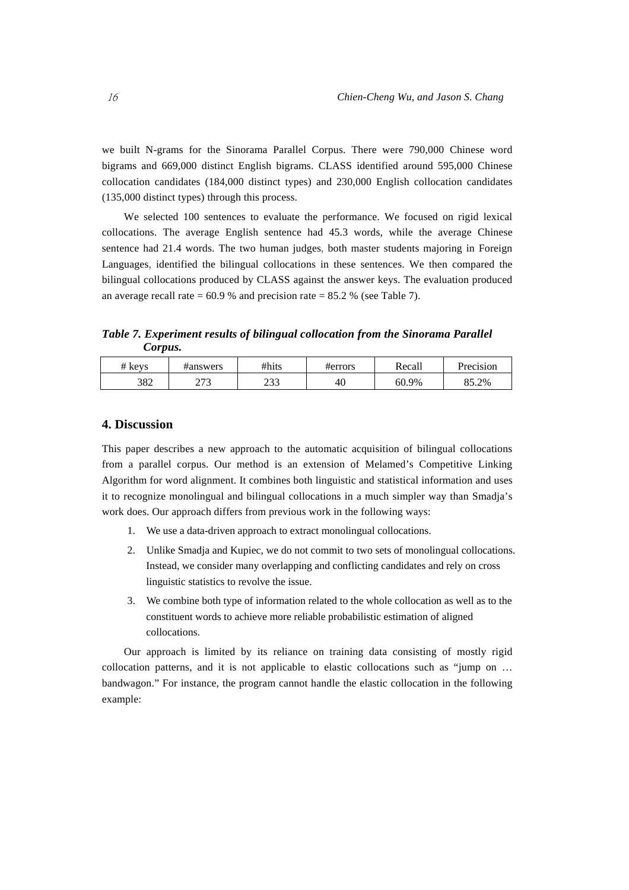we built N-grams for the Sinorama Parallel Corpus. There were 790,000 Chinese word bigrams and 669,000 distinct English bigrams. CLASS identified around 595,000 Chinese collocation candidates (184,000 distinct types) and 230,000 English collocation candidates (135,000 distinct types) through this process.

We selected 100 sentences to evaluate the performance. We focused on rigid lexical collocations. The average English sentence had 45.3 words, while the average Chinese sentence had 21.4 words. The two human judges, both master students majoring in Foreign Languages, identified the bilingual collocations in these sentences. We then compared the bilingual collocations produced by CLASS against the answer keys. The evaluation produced an average recall rate = 60.9 % and precision rate = 85.2 % (see Table 7).

***Table 7. Experiment results of bilingual collocation from the Sinorama Parallel Corpus.***

| # keys | #answers | #hits | #errors | Recall | Precision |
|---|---|---|---|---|---|
| 382 | 273 | 233 | 40 | 60.9% | 85.2% |

## 4. Discussion

This paper describes a new approach to the automatic acquisition of bilingual collocations from a parallel corpus. Our method is an extension of Melamed's Competitive Linking Algorithm for word alignment. It combines both linguistic and statistical information and uses it to recognize monolingual and bilingual collocations in a much simpler way than Smadja's work does. Our approach differs from previous work in the following ways:

1. We use a data-driven approach to extract monolingual collocations.
2. Unlike Smadja and Kupiec, we do not commit to two sets of monolingual collocations. Instead, we consider many overlapping and conflicting candidates and rely on cross linguistic statistics to revolve the issue.
3. We combine both type of information related to the whole collocation as well as to the constituent words to achieve more reliable probabilistic estimation of aligned collocations.

Our approach is limited by its reliance on training data consisting of mostly rigid collocation patterns, and it is not applicable to elastic collocations such as "jump on … bandwagon." For instance, the program cannot handle the elastic collocation in the following example: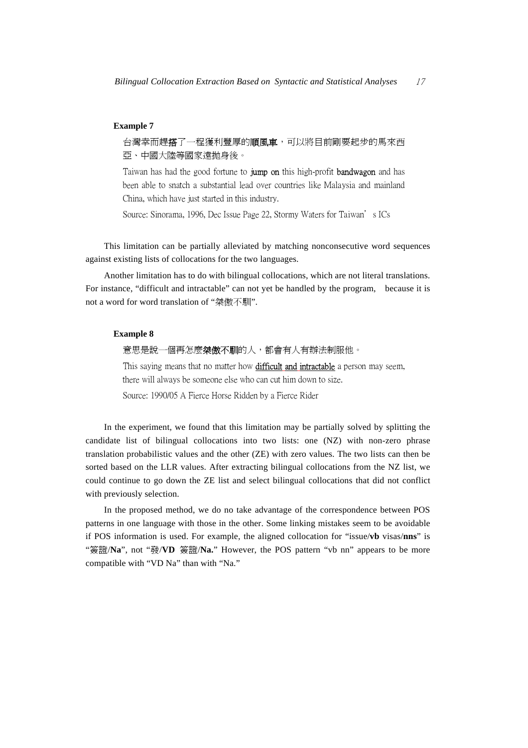**Example 7**

台灣幸而趕**搭**了一程獲利豐厚的**順風車**，可以將目前剛要起步的馬來西亞、中國大陸等國家遠拋身後。

Taiwan has had the good fortune to **jump on** this high-profit **bandwagon** and has been able to snatch a substantial lead over countries like Malaysia and mainland China, which have just started in this industry.

Source: Sinorama, 1996, Dec Issue Page 22, Stormy Waters for Taiwan's ICs

This limitation can be partially alleviated by matching nonconsecutive word sequences against existing lists of collocations for the two languages.

Another limitation has to do with bilingual collocations, which are not literal translations. For instance, "difficult and intractable" can not yet be handled by the program, because it is not a word for word translation of "桀傲不馴".

**Example 8**

意思是說一個再怎麼**桀傲不馴**的人，都會有人有辦法制服他。

This saying means that no matter how difficult and intractable a person may seem, there will always be someone else who can cut him down to size.

Source: 1990/05 A Fierce Horse Ridden by a Fierce Rider

In the experiment, we found that this limitation may be partially solved by splitting the candidate list of bilingual collocations into two lists: one (NZ) with non-zero phrase translation probabilistic values and the other (ZE) with zero values. The two lists can then be sorted based on the LLR values. After extracting bilingual collocations from the NZ list, we could continue to go down the ZE list and select bilingual collocations that did not conflict with previously selection.

In the proposed method, we do no take advantage of the correspondence between POS patterns in one language with those in the other. Some linking mistakes seem to be avoidable if POS information is used. For example, the aligned collocation for "issue/**vb** visas/**nns**" is "簽證/**Na**", not "發/**VD** 簽證/**Na.**" However, the POS pattern "vb nn" appears to be more compatible with "VD Na" than with "Na."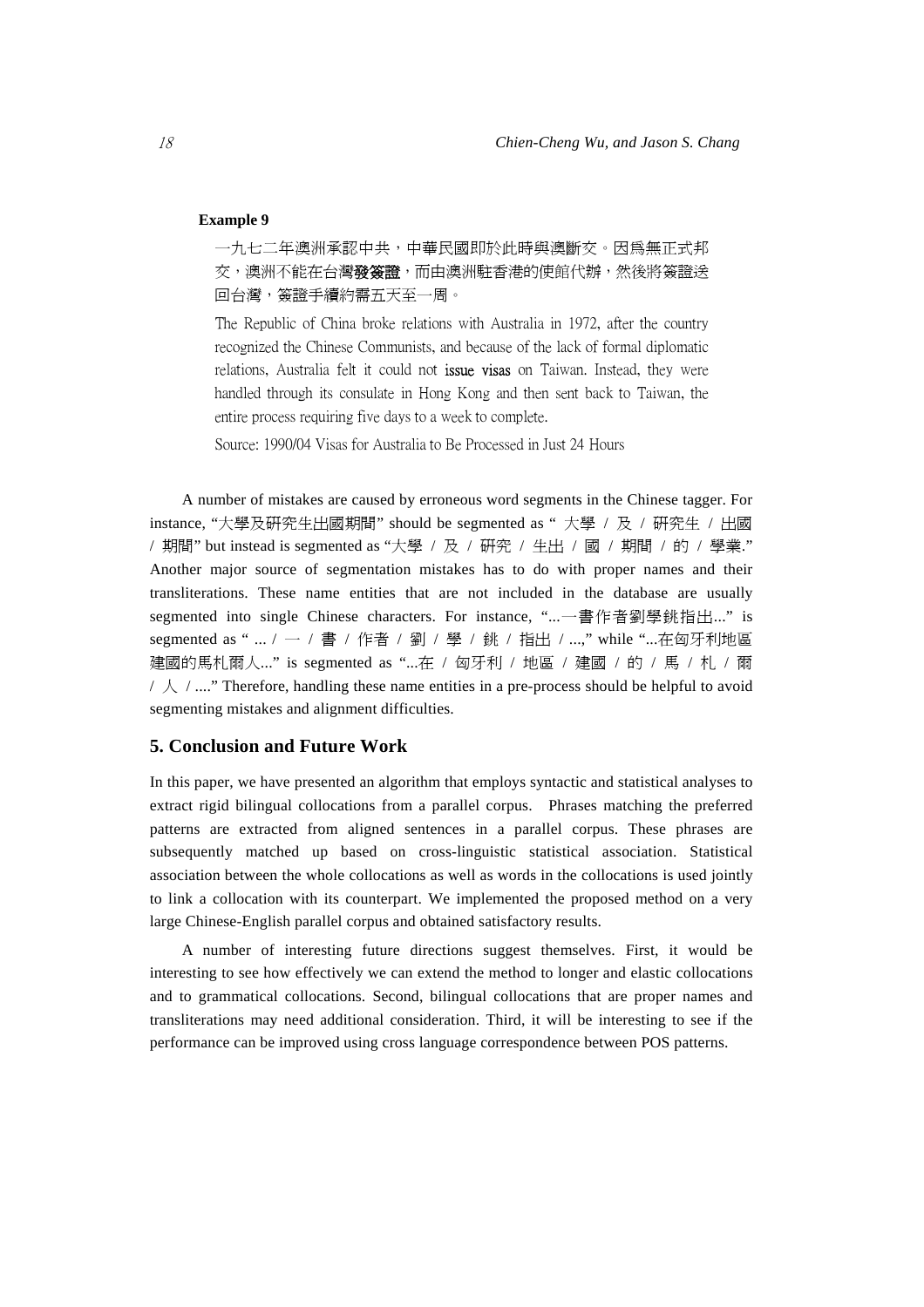**Example 9**

一九七二年澳洲承認中共，中華民國即於此時與澳斷交。因爲無正式邦交，澳洲不能在台灣**發簽證**，而由澳洲駐香港的使館代辦，然後將簽證送回台灣，簽證手續約需五天至一周。

The Republic of China broke relations with Australia in 1972, after the country recognized the Chinese Communists, and because of the lack of formal diplomatic relations, Australia felt it could not **issue visas** on Taiwan. Instead, they were handled through its consulate in Hong Kong and then sent back to Taiwan, the entire process requiring five days to a week to complete.

Source: 1990/04 Visas for Australia to Be Processed in Just 24 Hours

A number of mistakes are caused by erroneous word segments in the Chinese tagger. For instance, "大學及研究生出國期間" should be segmented as " 大學 / 及 / 研究生 / 出國 / 期間" but instead is segmented as "大學 / 及 / 研究 / 生出 / 國 / 期間 / 的 / 學業." Another major source of segmentation mistakes has to do with proper names and their transliterations. These name entities that are not included in the database are usually segmented into single Chinese characters. For instance, "...一書作者劉學銚指出..." is segmented as " ... / 一 / 書 / 作者 / 劉 / 學 / 銚 / 指出 / ...," while "...在匈牙利地區建國的馬札爾人..." is segmented as "...在 / 匈牙利 / 地區 / 建國 / 的 / 馬 / 札 / 爾 / 人 / ...." Therefore, handling these name entities in a pre-process should be helpful to avoid segmenting mistakes and alignment difficulties.

## 5. Conclusion and Future Work

In this paper, we have presented an algorithm that employs syntactic and statistical analyses to extract rigid bilingual collocations from a parallel corpus. Phrases matching the preferred patterns are extracted from aligned sentences in a parallel corpus. These phrases are subsequently matched up based on cross-linguistic statistical association. Statistical association between the whole collocations as well as words in the collocations is used jointly to link a collocation with its counterpart. We implemented the proposed method on a very large Chinese-English parallel corpus and obtained satisfactory results.

A number of interesting future directions suggest themselves. First, it would be interesting to see how effectively we can extend the method to longer and elastic collocations and to grammatical collocations. Second, bilingual collocations that are proper names and transliterations may need additional consideration. Third, it will be interesting to see if the performance can be improved using cross language correspondence between POS patterns.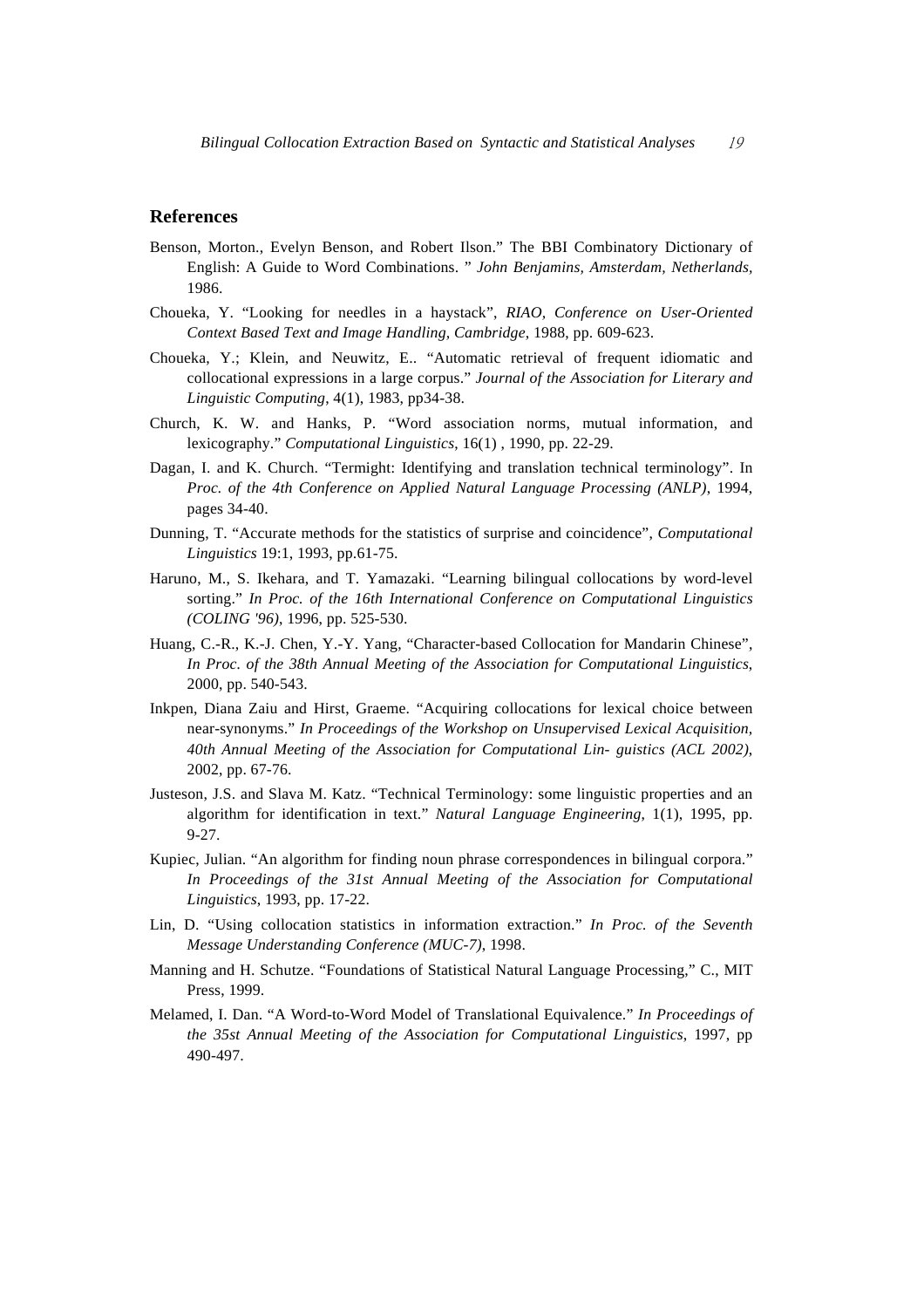## References

Benson, Morton., Evelyn Benson, and Robert Ilson." The BBI Combinatory Dictionary of English: A Guide to Word Combinations. " *John Benjamins, Amsterdam, Netherlands,* 1986.

Choueka, Y. "Looking for needles in a haystack", *RIAO, Conference on User-Oriented Context Based Text and Image Handling, Cambridge*, 1988, pp. 609-623.

Choueka, Y.; Klein, and Neuwitz, E.. "Automatic retrieval of frequent idiomatic and collocational expressions in a large corpus." *Journal of the Association for Literary and Linguistic Computing*, 4(1), 1983, pp34-38.

Church, K. W. and Hanks, P. "Word association norms, mutual information, and lexicography." *Computational Linguistics*, 16(1) , 1990, pp. 22-29.

Dagan, I. and K. Church. "Termight: Identifying and translation technical terminology". In *Proc. of the 4th Conference on Applied Natural Language Processing (ANLP)*, 1994, pages 34-40.

Dunning, T. "Accurate methods for the statistics of surprise and coincidence", *Computational Linguistics* 19:1, 1993, pp.61-75.

Haruno, M., S. Ikehara, and T. Yamazaki. "Learning bilingual collocations by word-level sorting." *In Proc. of the 16th International Conference on Computational Linguistics (COLING '96)*, 1996, pp. 525-530.

Huang, C.-R., K.-J. Chen, Y.-Y. Yang, "Character-based Collocation for Mandarin Chinese", *In Proc. of the 38th Annual Meeting of the Association for Computational Linguistics*, 2000, pp. 540-543.

Inkpen, Diana Zaiu and Hirst, Graeme. "Acquiring collocations for lexical choice between near-synonyms." *In Proceedings of the Workshop on Unsupervised Lexical Acquisition, 40th Annual Meeting of the Association for Computational Lin- guistics (ACL 2002)*, 2002, pp. 67-76.

Justeson, J.S. and Slava M. Katz. "Technical Terminology: some linguistic properties and an algorithm for identification in text." *Natural Language Engineering*, 1(1), 1995, pp. 9-27.

Kupiec, Julian. "An algorithm for finding noun phrase correspondences in bilingual corpora." *In Proceedings of the 31st Annual Meeting of the Association for Computational Linguistics*, 1993, pp. 17-22.

Lin, D. "Using collocation statistics in information extraction." *In Proc. of the Seventh Message Understanding Conference (MUC-7)*, 1998.

Manning and H. Schutze. "Foundations of Statistical Natural Language Processing," C., MIT Press, 1999.

Melamed, I. Dan. "A Word-to-Word Model of Translational Equivalence." *In Proceedings of the 35st Annual Meeting of the Association for Computational Linguistics*, 1997, pp 490-497.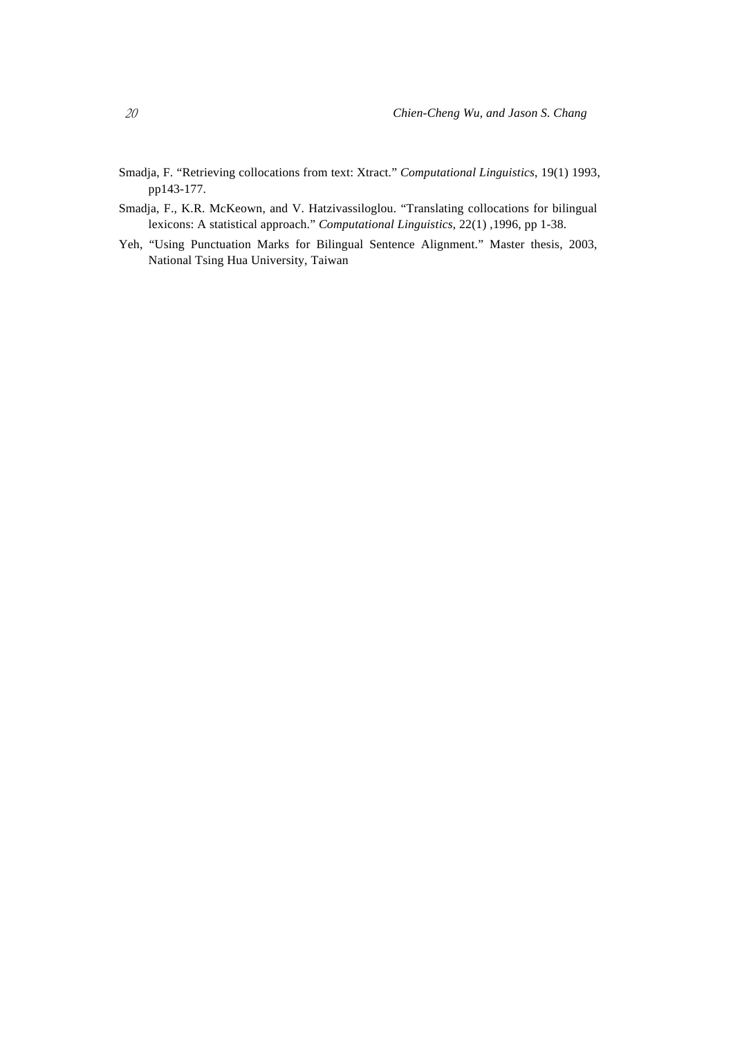Smadja, F. “Retrieving collocations from text: Xtract.” *Computational Linguistics*, 19(1) 1993, pp143-177.

Smadja, F., K.R. McKeown, and V. Hatzivassiloglou. “Translating collocations for bilingual lexicons: A statistical approach.” *Computational Linguistics*, 22(1) ,1996, pp 1-38.

Yeh, “Using Punctuation Marks for Bilingual Sentence Alignment.” Master thesis, 2003, National Tsing Hua University, Taiwan